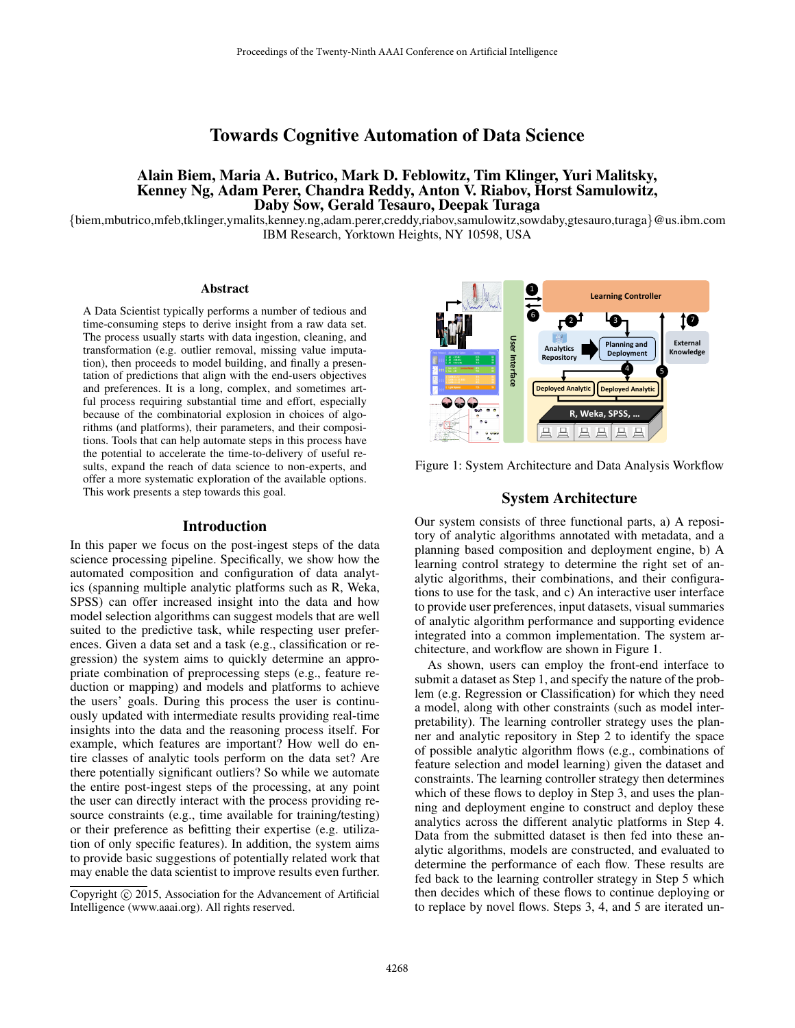# Towards Cognitive Automation of Data Science

**Alain Biem, Maria A. Butrico, Mark D. Feblowitz, Tim Klinger, Yuri Malitsky, Kenney Ng, Adam Perer, Chandra Reddy, Anton V. Riabov, Horst Samulowitz, Daby Sow, Gerald Tesauro, Deepak Turaga**

{biem,mbutrico,mfeb,tklinger,ymalits,kenney.ng,adam.perer,creddy,riabov,samulowitz,sowdaby,gtesauro,turaga}@us.ibm.com
IBM Research, Yorktown Heights, NY 10598, USA

## Abstract

A Data Scientist typically performs a number of tedious and time-consuming steps to derive insight from a raw data set. The process usually starts with data ingestion, cleaning, and transformation (e.g. outlier removal, missing value imputation), then proceeds to model building, and finally a presentation of predictions that align with the end-users objectives and preferences. It is a long, complex, and sometimes artful process requiring substantial time and effort, especially because of the combinatorial explosion in choices of algorithms (and platforms), their parameters, and their compositions. Tools that can help automate steps in this process have the potential to accelerate the time-to-delivery of useful results, expand the reach of data science to non-experts, and offer a more systematic exploration of the available options. This work presents a step towards this goal.

## Introduction

In this paper we focus on the post-ingest steps of the data science processing pipeline. Specifically, we show how the automated composition and configuration of data analytics (spanning multiple analytic platforms such as R, Weka, SPSS) can offer increased insight into the data and how model selection algorithms can suggest models that are well suited to the predictive task, while respecting user preferences. Given a data set and a task (e.g., classification or regression) the system aims to quickly determine an appropriate combination of preprocessing steps (e.g., feature reduction or mapping) and models and platforms to achieve the users' goals. During this process the user is continuously updated with intermediate results providing real-time insights into the data and the reasoning process itself. For example, which features are important? How well do entire classes of analytic tools perform on the data set? Are there potentially significant outliers? So while we automate the entire post-ingest steps of the processing, at any point the user can directly interact with the process providing resource constraints (e.g., time available for training/testing) or their preference as befitting their expertise (e.g. utilization of only specific features). In addition, the system aims to provide basic suggestions of potentially related work that may enable the data scientist to improve results even further.

Copyright © 2015, Association for the Advancement of Artificial Intelligence (www.aaai.org). All rights reserved.

Figure 1: System Architecture and Data Analysis Workflow

## System Architecture

Our system consists of three functional parts, a) A repository of analytic algorithms annotated with metadata, and a planning based composition and deployment engine, b) A learning control strategy to determine the right set of analytic algorithms, their combinations, and their configurations to use for the task, and c) An interactive user interface to provide user preferences, input datasets, visual summaries of analytic algorithm performance and supporting evidence integrated into a common implementation. The system architecture, and workflow are shown in Figure 1.

As shown, users can employ the front-end interface to submit a dataset as Step 1, and specify the nature of the problem (e.g. Regression or Classification) for which they need a model, along with other constraints (such as model interpretability). The learning controller strategy uses the planner and analytic repository in Step 2 to identify the space of possible analytic algorithm flows (e.g., combinations of feature selection and model learning) given the dataset and constraints. The learning controller strategy then determines which of these flows to deploy in Step 3, and uses the planning and deployment engine to construct and deploy these analytics across the different analytic platforms in Step 4. Data from the submitted dataset is then fed into these analytic algorithms, models are constructed, and evaluated to determine the performance of each flow. These results are fed back to the learning controller strategy in Step 5 which then decides which of these flows to continue deploying or to replace by novel flows. Steps 3, 4, and 5 are iterated un-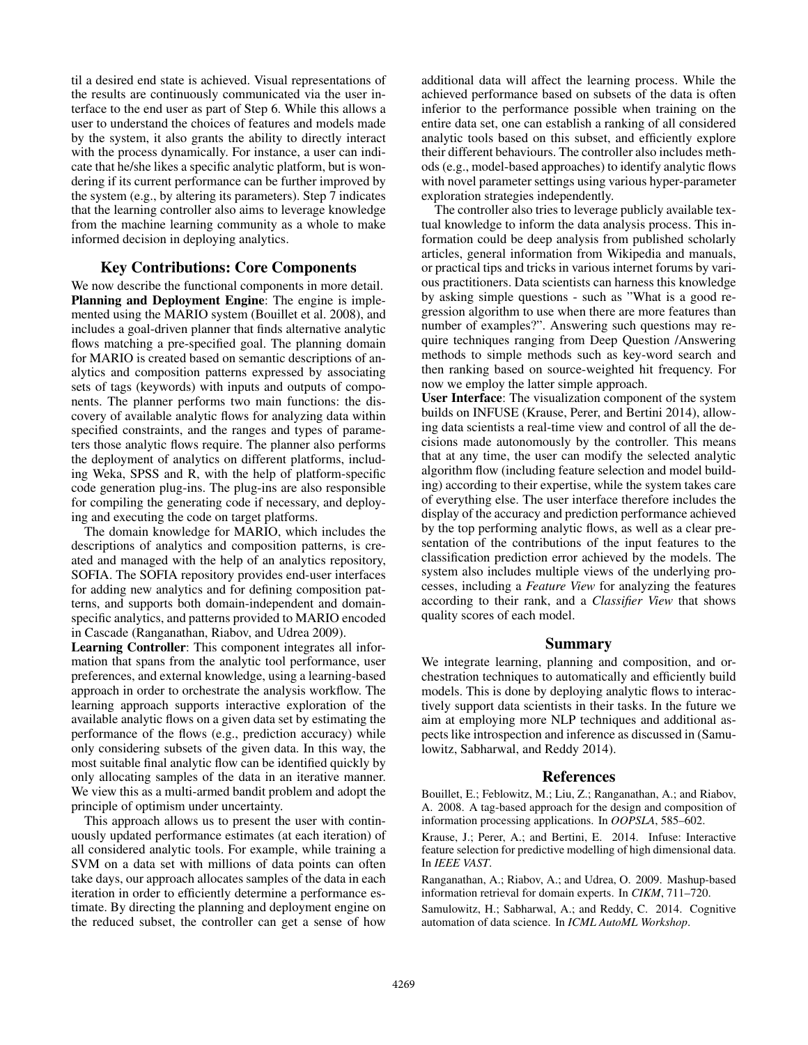til a desired end state is achieved. Visual representations of the results are continuously communicated via the user interface to the end user as part of Step 6. While this allows a user to understand the choices of features and models made by the system, it also grants the ability to directly interact with the process dynamically. For instance, a user can indicate that he/she likes a specific analytic platform, but is wondering if its current performance can be further improved by the system (e.g., by altering its parameters). Step 7 indicates that the learning controller also aims to leverage knowledge from the machine learning community as a whole to make informed decision in deploying analytics.

## Key Contributions: Core Components

We now describe the functional components in more detail.
**Planning and Deployment Engine**: The engine is implemented using the MARIO system (Bouillet et al. 2008), and includes a goal-driven planner that finds alternative analytic flows matching a pre-specified goal. The planning domain for MARIO is created based on semantic descriptions of analytics and composition patterns expressed by associating sets of tags (keywords) with inputs and outputs of components. The planner performs two main functions: the discovery of available analytic flows for analyzing data within specified constraints, and the ranges and types of parameters those analytic flows require. The planner also performs the deployment of analytics on different platforms, including Weka, SPSS and R, with the help of platform-specific code generation plug-ins. The plug-ins are also responsible for compiling the generating code if necessary, and deploying and executing the code on target platforms.

The domain knowledge for MARIO, which includes the descriptions of analytics and composition patterns, is created and managed with the help of an analytics repository, SOFIA. The SOFIA repository provides end-user interfaces for adding new analytics and for defining composition patterns, and supports both domain-independent and domain-specific analytics, and patterns provided to MARIO encoded in Cascade (Ranganathan, Riabov, and Udrea 2009).

**Learning Controller**: This component integrates all information that spans from the analytic tool performance, user preferences, and external knowledge, using a learning-based approach in order to orchestrate the analysis workflow. The learning approach supports interactive exploration of the available analytic flows on a given data set by estimating the performance of the flows (e.g., prediction accuracy) while only considering subsets of the given data. In this way, the most suitable final analytic flow can be identified quickly by only allocating samples of the data in an iterative manner. We view this as a multi-armed bandit problem and adopt the principle of optimism under uncertainty.

This approach allows us to present the user with continuously updated performance estimates (at each iteration) of all considered analytic tools. For example, while training a SVM on a data set with millions of data points can often take days, our approach allocates samples of the data in each iteration in order to efficiently determine a performance estimate. By directing the planning and deployment engine on the reduced subset, the controller can get a sense of how additional data will affect the learning process. While the achieved performance based on subsets of the data is often inferior to the performance possible when training on the entire data set, one can establish a ranking of all considered analytic tools based on this subset, and efficiently explore their different behaviours. The controller also includes methods (e.g., model-based approaches) to identify analytic flows with novel parameter settings using various hyper-parameter exploration strategies independently.

The controller also tries to leverage publicly available textual knowledge to inform the data analysis process. This information could be deep analysis from published scholarly articles, general information from Wikipedia and manuals, or practical tips and tricks in various internet forums by various practitioners. Data scientists can harness this knowledge by asking simple questions - such as "What is a good regression algorithm to use when there are more features than number of examples?". Answering such questions may require techniques ranging from Deep Question /Answering methods to simple methods such as key-word search and then ranking based on source-weighted hit frequency. For now we employ the latter simple approach.

**User Interface**: The visualization component of the system builds on INFUSE (Krause, Perer, and Bertini 2014), allowing data scientists a real-time view and control of all the decisions made autonomously by the controller. This means that at any time, the user can modify the selected analytic algorithm flow (including feature selection and model building) according to their expertise, while the system takes care of everything else. The user interface therefore includes the display of the accuracy and prediction performance achieved by the top performing analytic flows, as well as a clear presentation of the contributions of the input features to the classification prediction error achieved by the models. The system also includes multiple views of the underlying processes, including a *Feature View* for analyzing the features according to their rank, and a *Classifier View* that shows quality scores of each model.

## Summary

We integrate learning, planning and composition, and orchestration techniques to automatically and efficiently build models. This is done by deploying analytic flows to interactively support data scientists in their tasks. In the future we aim at employing more NLP techniques and additional aspects like introspection and inference as discussed in (Samulowitz, Sabharwal, and Reddy 2014).

## References

Bouillet, E.; Feblowitz, M.; Liu, Z.; Ranganathan, A.; and Riabov, A. 2008. A tag-based approach for the design and composition of information processing applications. In *OOPSLA*, 585–602.

Krause, J.; Perer, A.; and Bertini, E. 2014. Infuse: Interactive feature selection for predictive modelling of high dimensional data. In *IEEE VAST*.

Ranganathan, A.; Riabov, A.; and Udrea, O. 2009. Mashup-based information retrieval for domain experts. In *CIKM*, 711–720.

Samulowitz, H.; Sabharwal, A.; and Reddy, C. 2014. Cognitive automation of data science. In *ICML AutoML Workshop*.